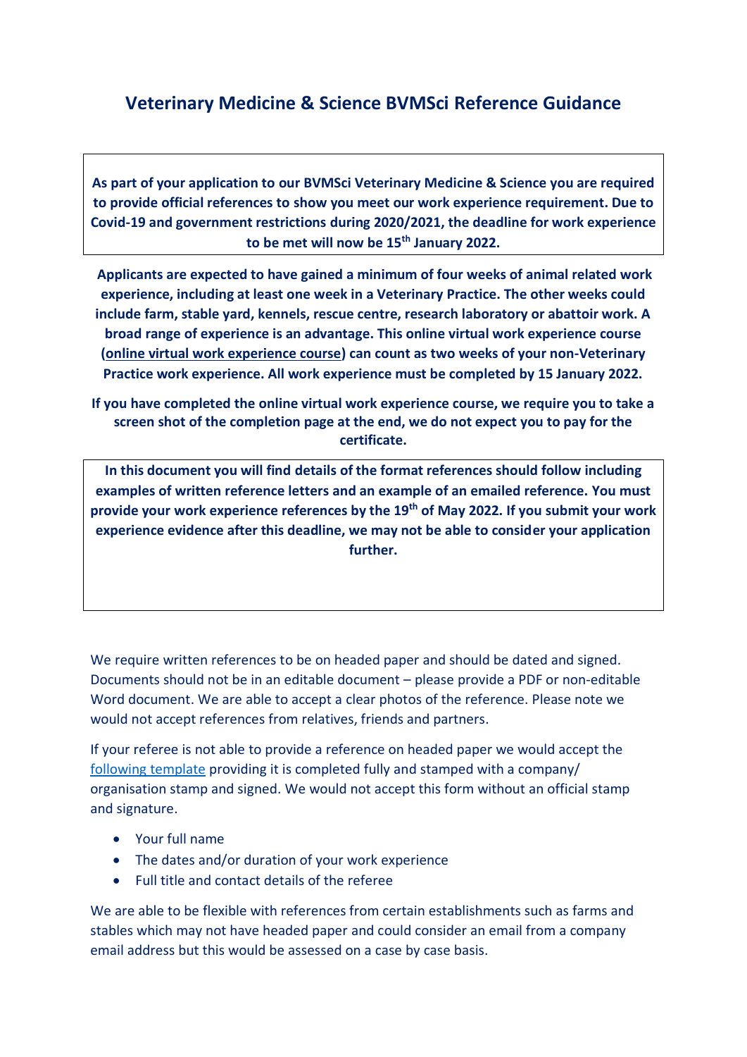# Veterinary Medicine & Science BVMSci Reference Guidance

**As part of your application to our BVMSci Veterinary Medicine & Science you are required to provide official references to show you meet our work experience requirement. Due to Covid-19 and government restrictions during 2020/2021, the deadline for work experience to be met will now be 15th January 2022.**

**Applicants are expected to have gained a minimum of four weeks of animal related work experience, including at least one week in a Veterinary Practice. The other weeks could include farm, stable yard, kennels, rescue centre, research laboratory or abattoir work. A broad range of experience is an advantage. This online virtual work experience course (online virtual work experience course) can count as two weeks of your non-Veterinary Practice work experience. All work experience must be completed by 15 January 2022.**

**If you have completed the online virtual work experience course, we require you to take a screen shot of the completion page at the end, we do not expect you to pay for the certificate.**

**In this document you will find details of the format references should follow including examples of written reference letters and an example of an emailed reference. You must provide your work experience references by the 19th of May 2022. If you submit your work experience evidence after this deadline, we may not be able to consider your application further.**

We require written references to be on headed paper and should be dated and signed. Documents should not be in an editable document – please provide a PDF or non-editable Word document. We are able to accept a clear photos of the reference. Please note we would not accept references from relatives, friends and partners.

If your referee is not able to provide a reference on headed paper we would accept the following template providing it is completed fully and stamped with a company/ organisation stamp and signed. We would not accept this form without an official stamp and signature.

- Your full name
- The dates and/or duration of your work experience
- Full title and contact details of the referee

We are able to be flexible with references from certain establishments such as farms and stables which may not have headed paper and could consider an email from a company email address but this would be assessed on a case by case basis.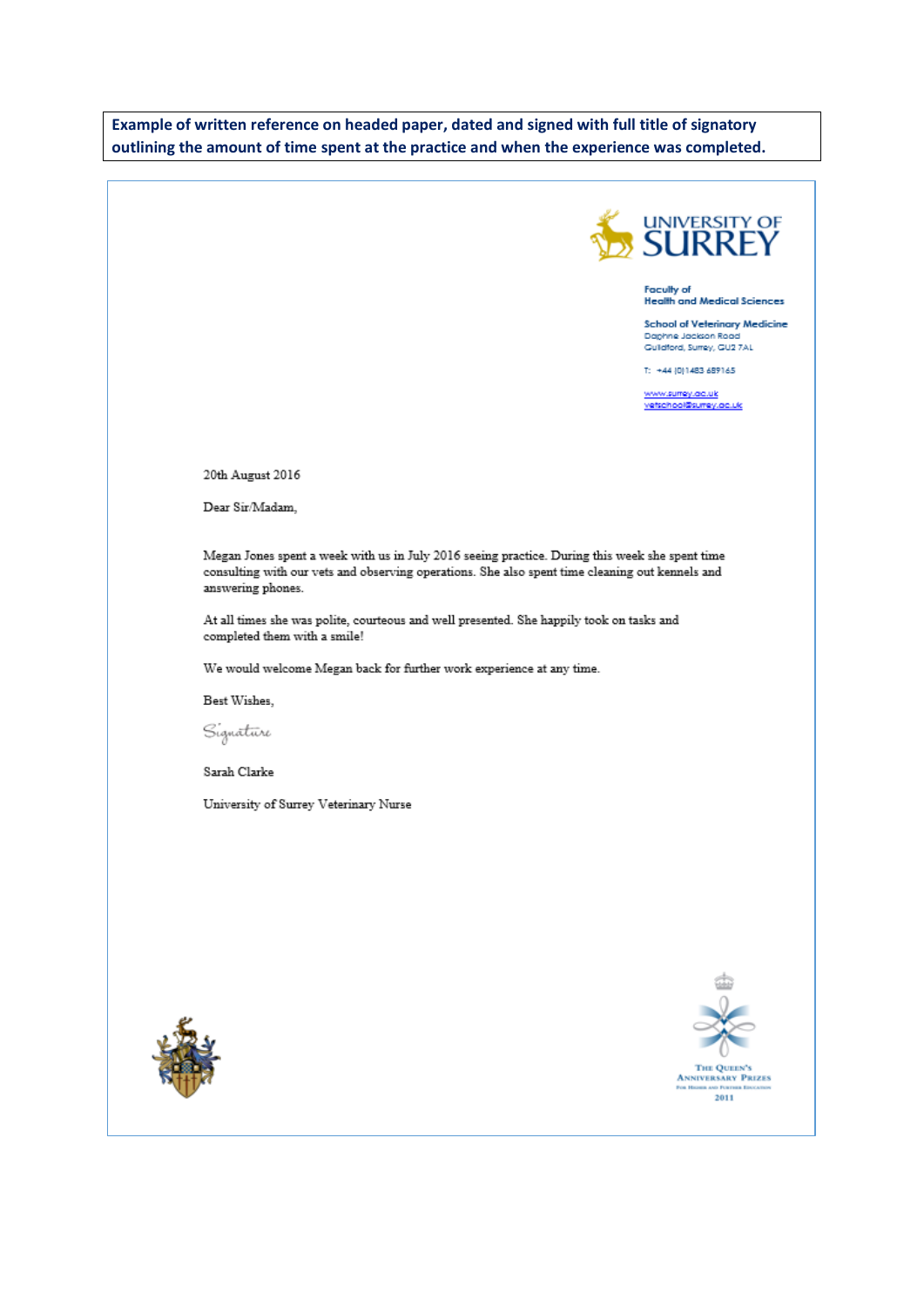**Example of written reference on headed paper, dated and signed with full title of signatory outlining the amount of time spent at the practice and when the experience was completed.**

UNIVERSITY OF SURREY

Faculty of
Health and Medical Sciences

School of Veterinary Medicine
Daphne Jackson Road
Guildford, Surrey, GU2 7AL

T: +44 (0)1483 689165

www.surrey.ac.uk
vetschool@surrey.ac.uk

20th August 2016

Dear Sir/Madam,

Megan Jones spent a week with us in July 2016 seeing practice. During this week she spent time consulting with our vets and observing operations. She also spent time cleaning out kennels and answering phones.

At all times she was polite, courteous and well presented. She happily took on tasks and completed them with a smile!

We would welcome Megan back for further work experience at any time.

Best Wishes,

*Signature*

Sarah Clarke

University of Surrey Veterinary Nurse

The Queen's Anniversary Prizes
For Higher and Further Education
2011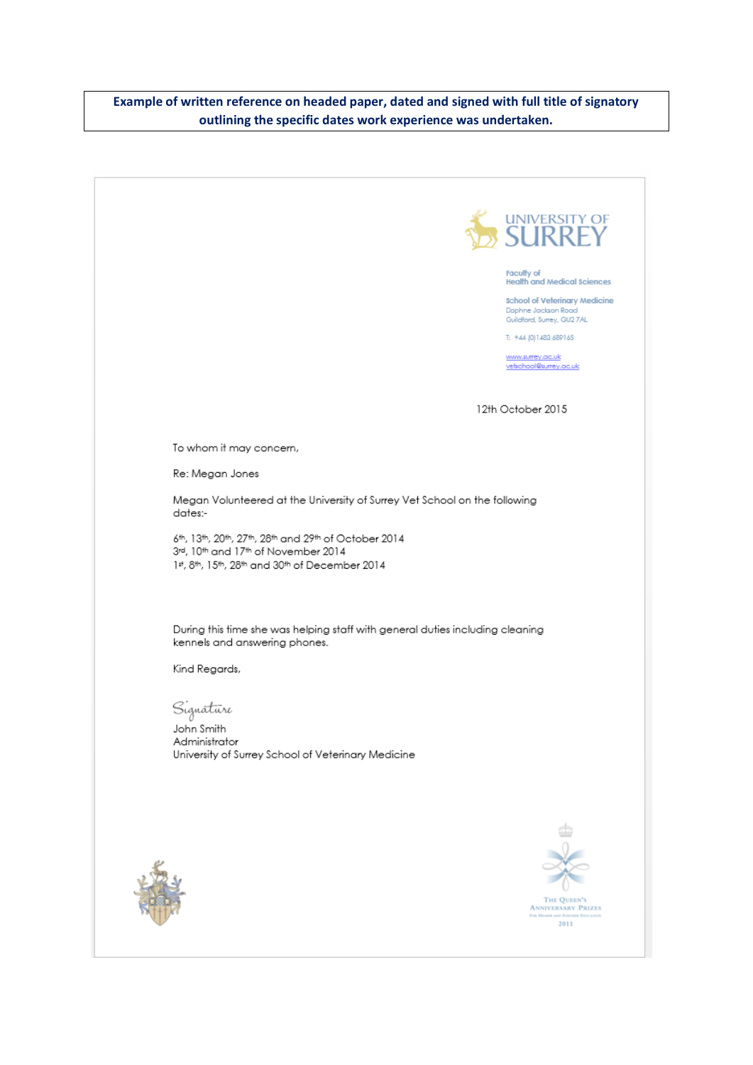**Example of written reference on headed paper, dated and signed with full title of signatory outlining the specific dates work experience was undertaken.**

UNIVERSITY OF SURREY

Faculty of
Health and Medical Sciences

School of Veterinary Medicine
Daphne Jackson Road
Guildford, Surrey, GU2 7AL

T: +44 (0)1483 689165

www.surrey.ac.uk
vetschool@surrey.ac.uk

12th October 2015

To whom it may concern,

Re: Megan Jones

Megan Volunteered at the University of Surrey Vet School on the following dates:-

6th, 13th, 20th, 27th, 28th and 29th of October 2014
3rd, 10th and 17th of November 2014
1st, 8th, 15th, 28th and 30th of December 2014

During this time she was helping staff with general duties including cleaning kennels and answering phones.

Kind Regards,

*Signature*
John Smith
Administrator
University of Surrey School of Veterinary Medicine

The Queen's Anniversary Prizes
For Higher and Further Education
2011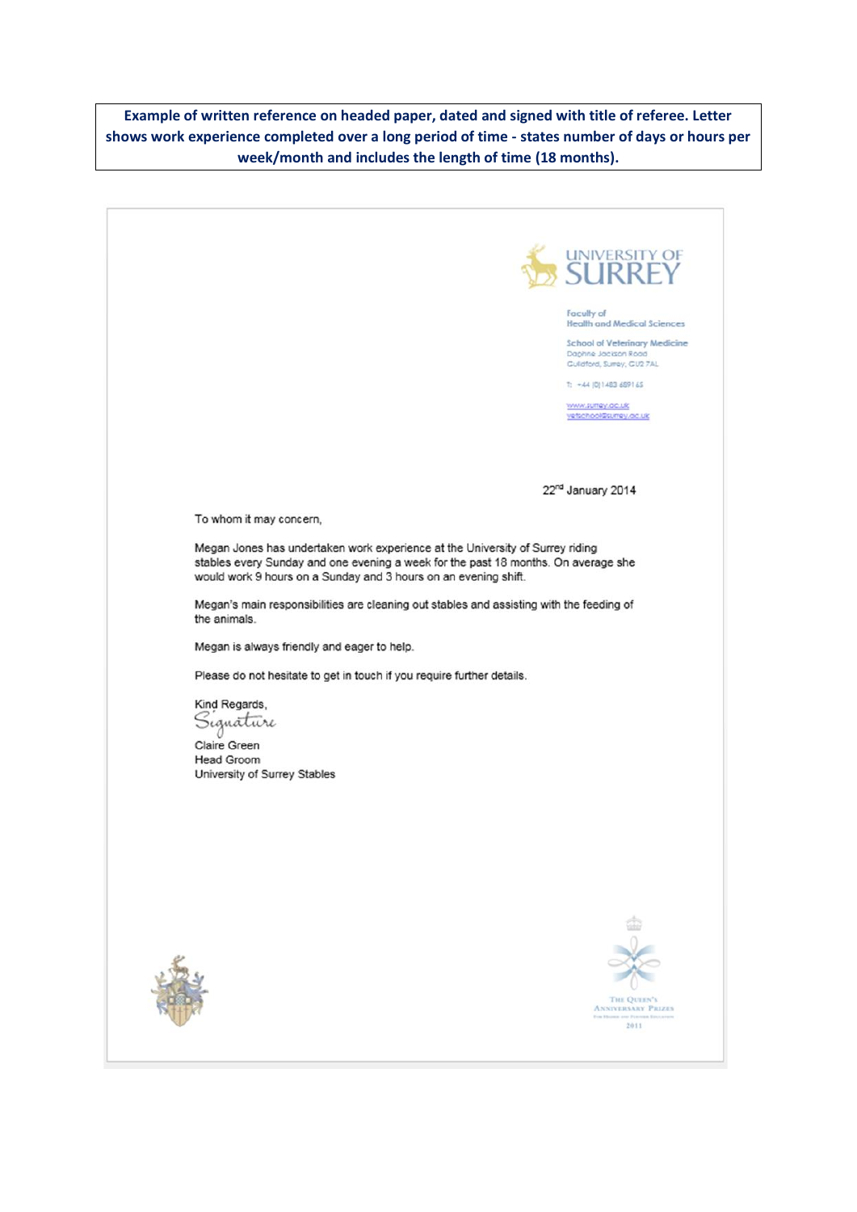**Example of written reference on headed paper, dated and signed with title of referee. Letter shows work experience completed over a long period of time - states number of days or hours per week/month and includes the length of time (18 months).**

UNIVERSITY OF SURREY

Faculty of
Health and Medical Sciences

School of Veterinary Medicine
Daphne Jackson Road
Guildford, Surrey, GU2 7AL

T: +44 (0)1483 689165

www.surrey.ac.uk
vetschool@surrey.ac.uk

22nd January 2014

To whom it may concern,

Megan Jones has undertaken work experience at the University of Surrey riding stables every Sunday and one evening a week for the past 18 months. On average she would work 9 hours on a Sunday and 3 hours on an evening shift.

Megan's main responsibilities are cleaning out stables and assisting with the feeding of the animals.

Megan is always friendly and eager to help.

Please do not hesitate to get in touch if you require further details.

Kind Regards,

*Signature*

Claire Green
Head Groom
University of Surrey Stables

The Queen's Anniversary Prizes
For Higher and Further Education
2011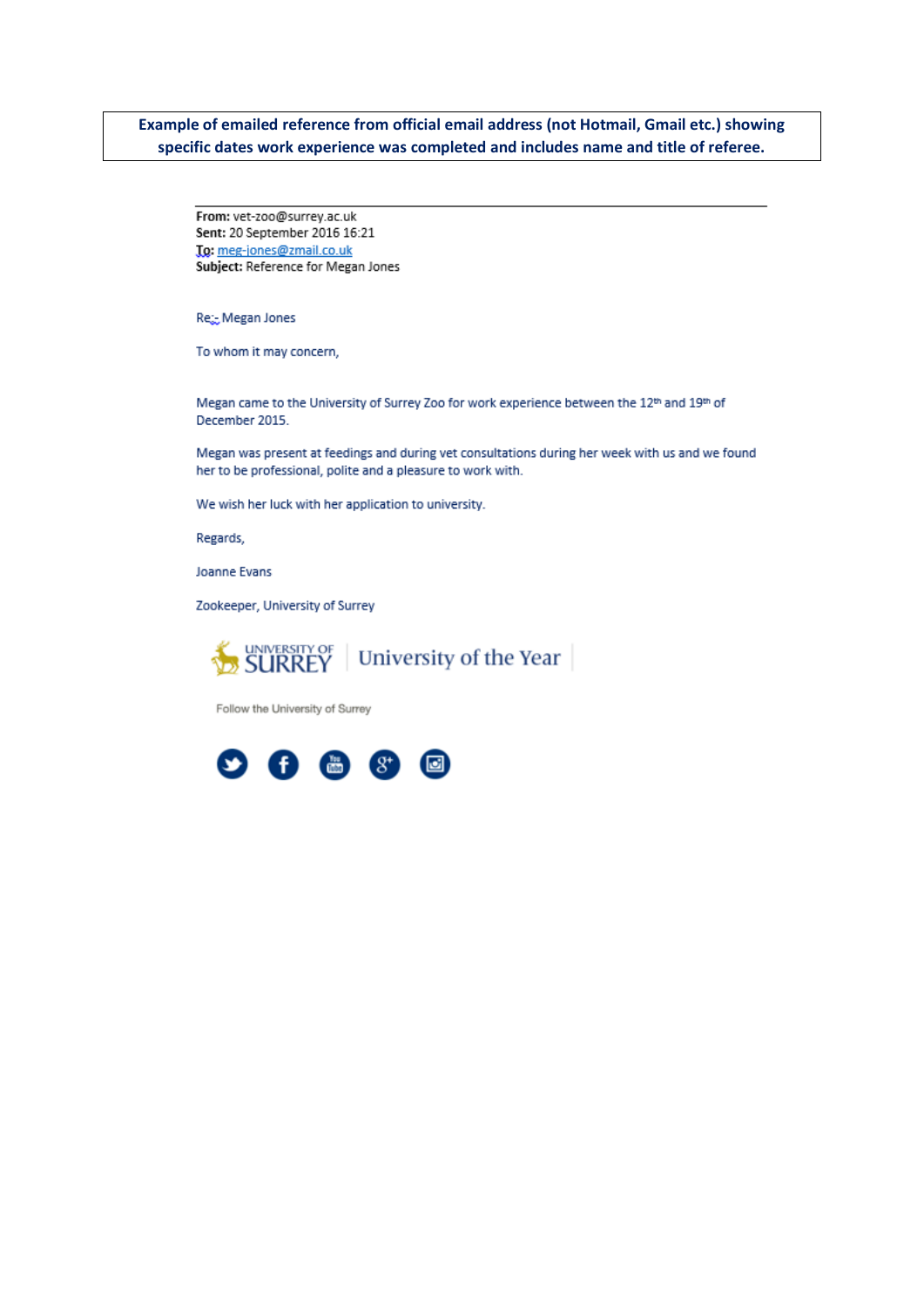**Example of emailed reference from official email address (not Hotmail, Gmail etc.) showing specific dates work experience was completed and includes name and title of referee.**

---

**From:** vet-zoo@surrey.ac.uk
**Sent:** 20 September 2016 16:21
**To:** meg-jones@zmail.co.uk
**Subject:** Reference for Megan Jones

Re:- Megan Jones

To whom it may concern,

Megan came to the University of Surrey Zoo for work experience between the 12th and 19th of December 2015.

Megan was present at feedings and during vet consultations during her week with us and we found her to be professional, polite and a pleasure to work with.

We wish her luck with her application to university.

Regards,

Joanne Evans

Zookeeper, University of Surrey

UNIVERSITY OF SURREY | University of the Year

Follow the University of Surrey